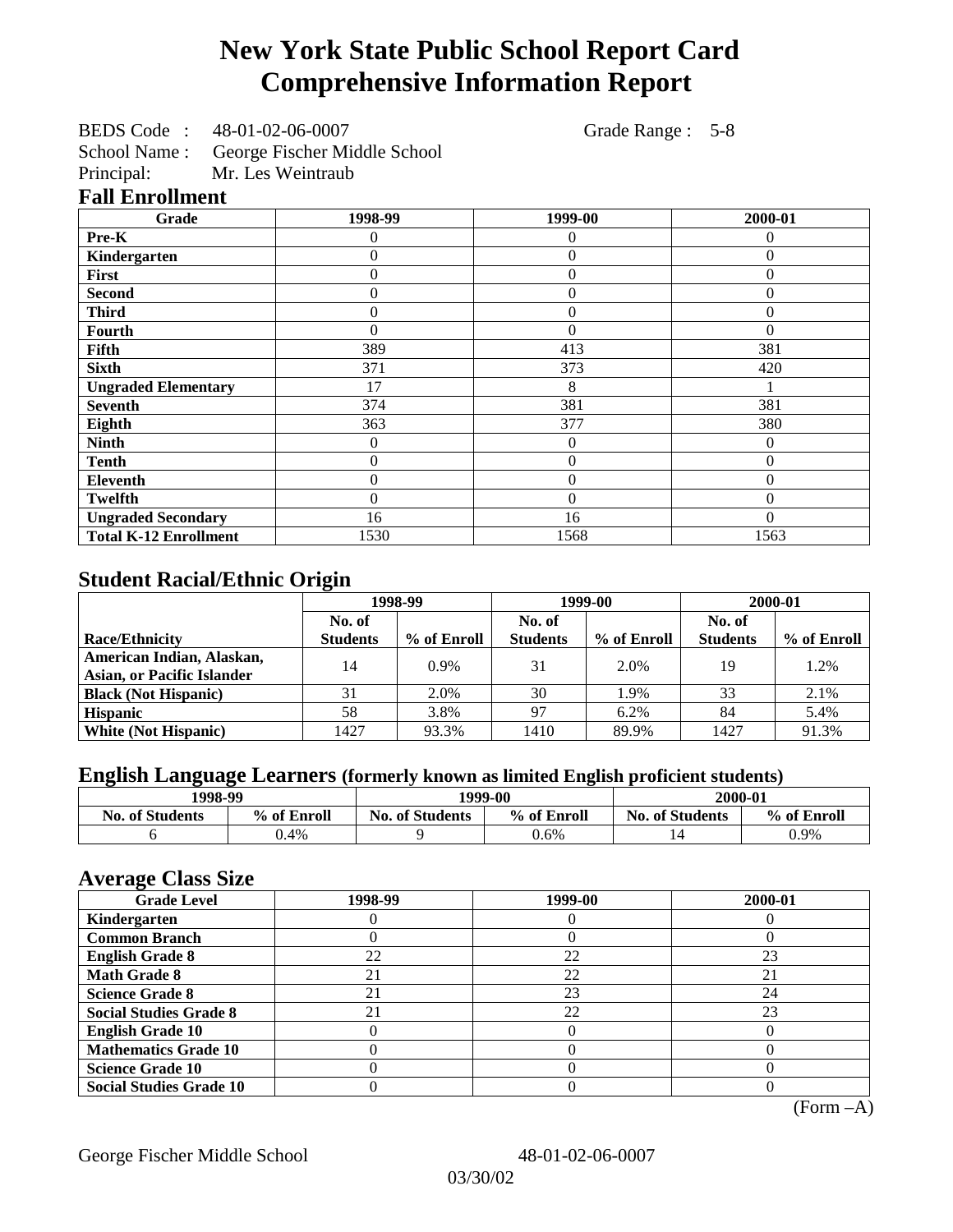# New York State Public School Report Card
# Comprehensive Information Report

BEDS Code : 48-01-02-06-0007 Grade Range : 5-8

School Name : George Fischer Middle School

Principal: Mr. Les Weintraub

## Fall Enrollment

| Grade | 1998-99 | 1999-00 | 2000-01 |
|---|---|---|---|
| Pre-K | 0 | 0 | 0 |
| Kindergarten | 0 | 0 | 0 |
| First | 0 | 0 | 0 |
| Second | 0 | 0 | 0 |
| Third | 0 | 0 | 0 |
| Fourth | 0 | 0 | 0 |
| Fifth | 389 | 413 | 381 |
| Sixth | 371 | 373 | 420 |
| Ungraded Elementary | 17 | 8 | 1 |
| Seventh | 374 | 381 | 381 |
| Eighth | 363 | 377 | 380 |
| Ninth | 0 | 0 | 0 |
| Tenth | 0 | 0 | 0 |
| Eleventh | 0 | 0 | 0 |
| Twelfth | 0 | 0 | 0 |
| Ungraded Secondary | 16 | 16 | 0 |
| Total K-12 Enrollment | 1530 | 1568 | 1563 |

## Student Racial/Ethnic Origin

| | 1998-99 | | 1999-00 | | 2000-01 | |
|---|---|---|---|---|---|---|
| Race/Ethnicity | No. of Students | % of Enroll | No. of Students | % of Enroll | No. of Students | % of Enroll |
| American Indian, Alaskan, Asian, or Pacific Islander | 14 | 0.9% | 31 | 2.0% | 19 | 1.2% |
| Black (Not Hispanic) | 31 | 2.0% | 30 | 1.9% | 33 | 2.1% |
| Hispanic | 58 | 3.8% | 97 | 6.2% | 84 | 5.4% |
| White (Not Hispanic) | 1427 | 93.3% | 1410 | 89.9% | 1427 | 91.3% |

## English Language Learners (formerly known as limited English proficient students)

| 1998-99 | | 1999-00 | | 2000-01 | |
|---|---|---|---|---|---|
| No. of Students | % of Enroll | No. of Students | % of Enroll | No. of Students | % of Enroll |
| 6 | 0.4% | 9 | 0.6% | 14 | 0.9% |

## Average Class Size

| Grade Level | 1998-99 | 1999-00 | 2000-01 |
|---|---|---|---|
| Kindergarten | 0 | 0 | 0 |
| Common Branch | 0 | 0 | 0 |
| English Grade 8 | 22 | 22 | 23 |
| Math Grade 8 | 21 | 22 | 21 |
| Science Grade 8 | 21 | 23 | 24 |
| Social Studies Grade 8 | 21 | 22 | 23 |
| English Grade 10 | 0 | 0 | 0 |
| Mathematics Grade 10 | 0 | 0 | 0 |
| Science Grade 10 | 0 | 0 | 0 |
| Social Studies Grade 10 | 0 | 0 | 0 |

(Form –A)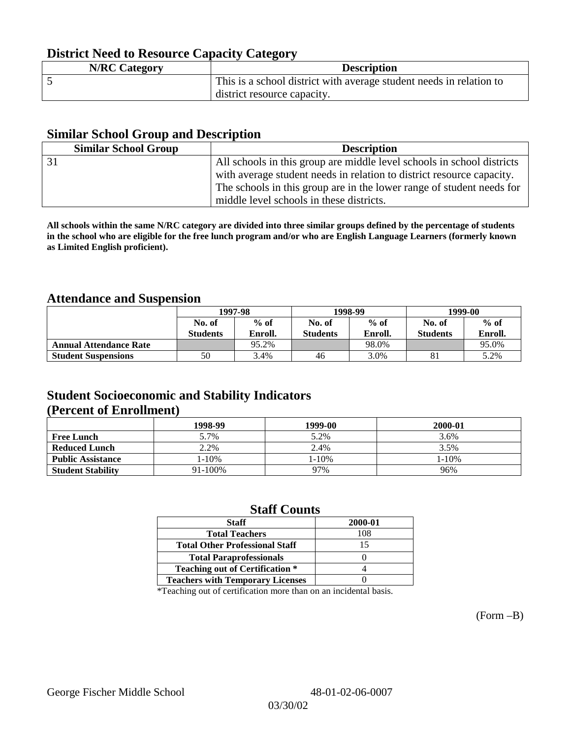## District Need to Resource Capacity Category

| N/RC Category | Description |
|---|---|
| 5 | This is a school district with average student needs in relation to district resource capacity. |

## Similar School Group and Description

| Similar School Group | Description |
|---|---|
| 31 | All schools in this group are middle level schools in school districts with average student needs in relation to district resource capacity. The schools in this group are in the lower range of student needs for middle level schools in these districts. |

**All schools within the same N/RC category are divided into three similar groups defined by the percentage of students in the school who are eligible for the free lunch program and/or who are English Language Learners (formerly known as Limited English proficient).**

## Attendance and Suspension

| | 1997-98 | | 1998-99 | | 1999-00 | |
|---|---|---|---|---|---|---|
| | No. of Students | % of Enroll. | No. of Students | % of Enroll. | No. of Students | % of Enroll. |
| **Annual Attendance Rate** | | 95.2% | | 98.0% | | 95.0% |
| **Student Suspensions** | 50 | 3.4% | 46 | 3.0% | 81 | 5.2% |

## Student Socioeconomic and Stability Indicators (Percent of Enrollment)

| | 1998-99 | 1999-00 | 2000-01 |
|---|---|---|---|
| **Free Lunch** | 5.7% | 5.2% | 3.6% |
| **Reduced Lunch** | 2.2% | 2.4% | 3.5% |
| **Public Assistance** | 1-10% | 1-10% | 1-10% |
| **Student Stability** | 91-100% | 97% | 96% |

## Staff Counts

| Staff | 2000-01 |
|---|---|
| Total Teachers | 108 |
| Total Other Professional Staff | 15 |
| Total Paraprofessionals | 0 |
| Teaching out of Certification * | 4 |
| Teachers with Temporary Licenses | 0 |

*Teaching out of certification more than on an incidental basis.

(Form –B)

George Fischer Middle School 48-01-02-06-0007

03/30/02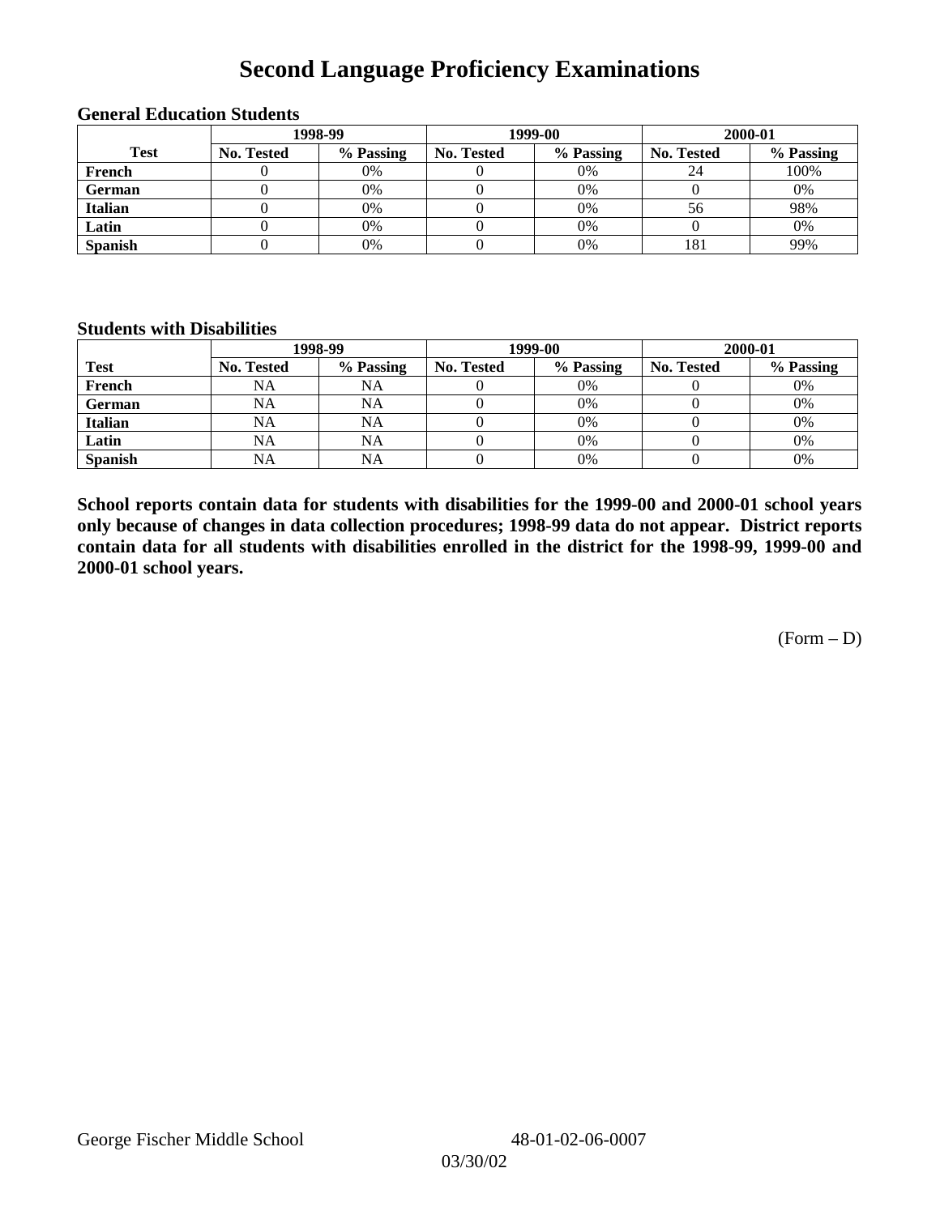# Second Language Proficiency Examinations

### General Education Students

| Test | 1998-99 | | 1999-00 | | 2000-01 | |
|---|---|---|---|---|---|---|
| | No. Tested | % Passing | No. Tested | % Passing | No. Tested | % Passing |
| French | 0 | 0% | 0 | 0% | 24 | 100% |
| German | 0 | 0% | 0 | 0% | 0 | 0% |
| Italian | 0 | 0% | 0 | 0% | 56 | 98% |
| Latin | 0 | 0% | 0 | 0% | 0 | 0% |
| Spanish | 0 | 0% | 0 | 0% | 181 | 99% |

### Students with Disabilities

| | 1998-99 | | 1999-00 | | 2000-01 | |
|---|---|---|---|---|---|---|
| Test | No. Tested | % Passing | No. Tested | % Passing | No. Tested | % Passing |
| French | NA | NA | 0 | 0% | 0 | 0% |
| German | NA | NA | 0 | 0% | 0 | 0% |
| Italian | NA | NA | 0 | 0% | 0 | 0% |
| Latin | NA | NA | 0 | 0% | 0 | 0% |
| Spanish | NA | NA | 0 | 0% | 0 | 0% |

**School reports contain data for students with disabilities for the 1999-00 and 2000-01 school years only because of changes in data collection procedures; 1998-99 data do not appear. District reports contain data for all students with disabilities enrolled in the district for the 1998-99, 1999-00 and 2000-01 school years.**

(Form – D)

George Fischer Middle School 48-01-02-06-0007

03/30/02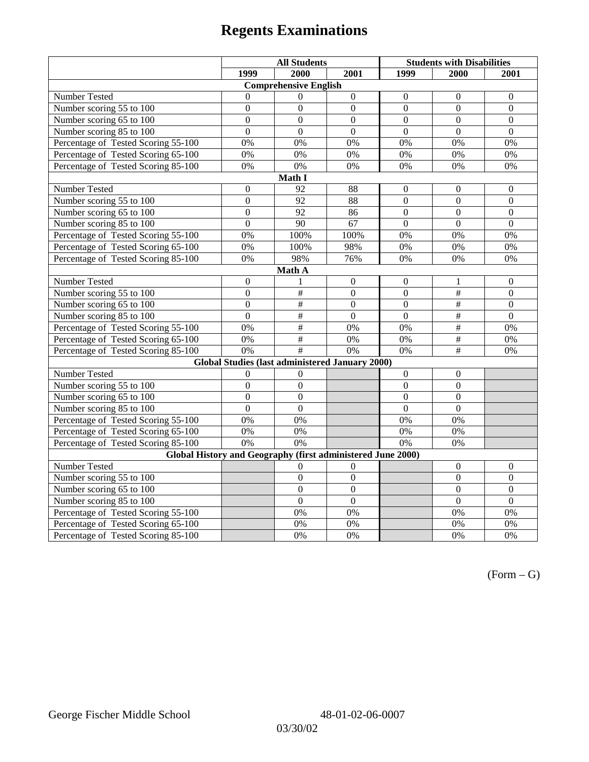# Regents Examinations

| | All Students | | | Students with Disabilities | | |
|---|---|---|---|---|---|---|
| | 1999 | 2000 | 2001 | 1999 | 2000 | 2001 |
| **Comprehensive English** | | | | | | |
| Number Tested | 0 | 0 | 0 | 0 | 0 | 0 |
| Number scoring 55 to 100 | 0 | 0 | 0 | 0 | 0 | 0 |
| Number scoring 65 to 100 | 0 | 0 | 0 | 0 | 0 | 0 |
| Number scoring 85 to 100 | 0 | 0 | 0 | 0 | 0 | 0 |
| Percentage of Tested Scoring 55-100 | 0% | 0% | 0% | 0% | 0% | 0% |
| Percentage of Tested Scoring 65-100 | 0% | 0% | 0% | 0% | 0% | 0% |
| Percentage of Tested Scoring 85-100 | 0% | 0% | 0% | 0% | 0% | 0% |
| **Math I** | | | | | | |
| Number Tested | 0 | 92 | 88 | 0 | 0 | 0 |
| Number scoring 55 to 100 | 0 | 92 | 88 | 0 | 0 | 0 |
| Number scoring 65 to 100 | 0 | 92 | 86 | 0 | 0 | 0 |
| Number scoring 85 to 100 | 0 | 90 | 67 | 0 | 0 | 0 |
| Percentage of Tested Scoring 55-100 | 0% | 100% | 100% | 0% | 0% | 0% |
| Percentage of Tested Scoring 65-100 | 0% | 100% | 98% | 0% | 0% | 0% |
| Percentage of Tested Scoring 85-100 | 0% | 98% | 76% | 0% | 0% | 0% |
| **Math A** | | | | | | |
| Number Tested | 0 | 1 | 0 | 0 | 1 | 0 |
| Number scoring 55 to 100 | 0 | # | 0 | 0 | # | 0 |
| Number scoring 65 to 100 | 0 | # | 0 | 0 | # | 0 |
| Number scoring 85 to 100 | 0 | # | 0 | 0 | # | 0 |
| Percentage of Tested Scoring 55-100 | 0% | # | 0% | 0% | # | 0% |
| Percentage of Tested Scoring 65-100 | 0% | # | 0% | 0% | # | 0% |
| Percentage of Tested Scoring 85-100 | 0% | # | 0% | 0% | # | 0% |
| **Global Studies (last administered January 2000)** | | | | | | |
| Number Tested | 0 | 0 | | 0 | 0 | |
| Number scoring 55 to 100 | 0 | 0 | | 0 | 0 | |
| Number scoring 65 to 100 | 0 | 0 | | 0 | 0 | |
| Number scoring 85 to 100 | 0 | 0 | | 0 | 0 | |
| Percentage of Tested Scoring 55-100 | 0% | 0% | | 0% | 0% | |
| Percentage of Tested Scoring 65-100 | 0% | 0% | | 0% | 0% | |
| Percentage of Tested Scoring 85-100 | 0% | 0% | | 0% | 0% | |
| **Global History and Geography (first administered June 2000)** | | | | | | |
| Number Tested | | 0 | 0 | | 0 | 0 |
| Number scoring 55 to 100 | | 0 | 0 | | 0 | 0 |
| Number scoring 65 to 100 | | 0 | 0 | | 0 | 0 |
| Number scoring 85 to 100 | | 0 | 0 | | 0 | 0 |
| Percentage of Tested Scoring 55-100 | | 0% | 0% | | 0% | 0% |
| Percentage of Tested Scoring 65-100 | | 0% | 0% | | 0% | 0% |
| Percentage of Tested Scoring 85-100 | | 0% | 0% | | 0% | 0% |

(Form – G)

George Fischer Middle School 48-01-02-06-0007

03/30/02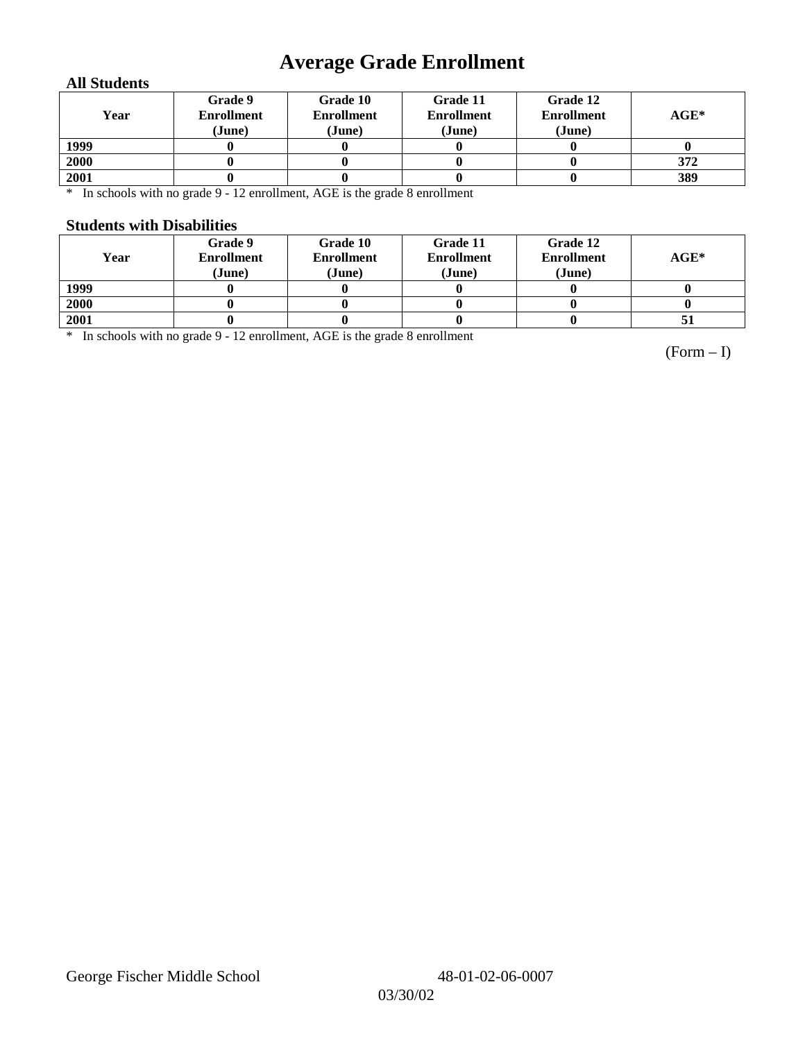# Average Grade Enrollment

### All Students

| Year | Grade 9 Enrollment (June) | Grade 10 Enrollment (June) | Grade 11 Enrollment (June) | Grade 12 Enrollment (June) | AGE* |
|---|---|---|---|---|---|
| 1999 | 0 | 0 | 0 | 0 | 0 |
| 2000 | 0 | 0 | 0 | 0 | 372 |
| 2001 | 0 | 0 | 0 | 0 | 389 |

* In schools with no grade 9 - 12 enrollment, AGE is the grade 8 enrollment

### Students with Disabilities

| Year | Grade 9 Enrollment (June) | Grade 10 Enrollment (June) | Grade 11 Enrollment (June) | Grade 12 Enrollment (June) | AGE* |
|---|---|---|---|---|---|
| 1999 | 0 | 0 | 0 | 0 | 0 |
| 2000 | 0 | 0 | 0 | 0 | 0 |
| 2001 | 0 | 0 | 0 | 0 | 51 |

* In schools with no grade 9 - 12 enrollment, AGE is the grade 8 enrollment

(Form – I)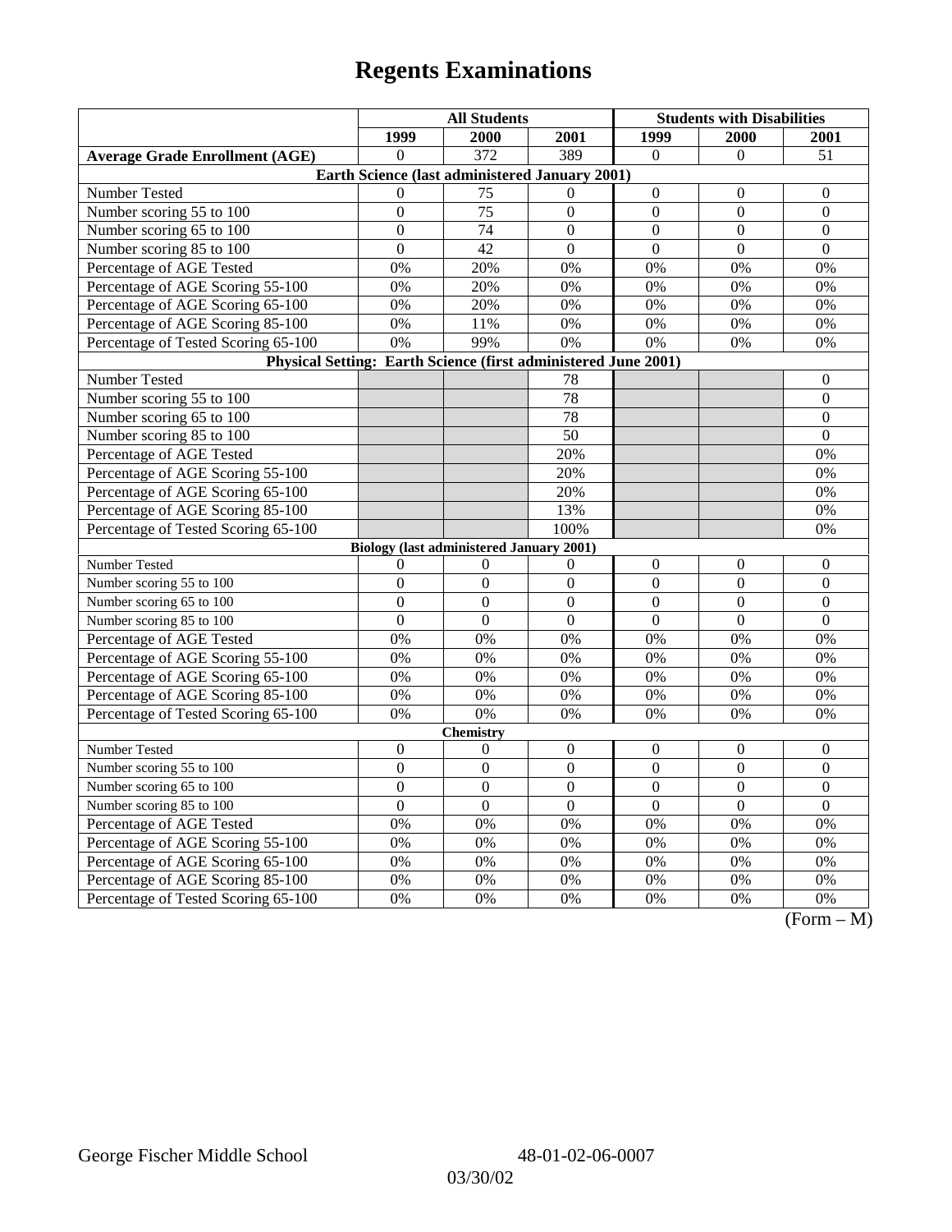# Regents Examinations

| | All Students | | | Students with Disabilities | | |
|---|---|---|---|---|---|---|
| | 1999 | 2000 | 2001 | 1999 | 2000 | 2001 |
| **Average Grade Enrollment (AGE)** | 0 | 372 | 389 | 0 | 0 | 51 |
| **Earth Science (last administered January 2001)** | | | | | | |
| Number Tested | 0 | 75 | 0 | 0 | 0 | 0 |
| Number scoring 55 to 100 | 0 | 75 | 0 | 0 | 0 | 0 |
| Number scoring 65 to 100 | 0 | 74 | 0 | 0 | 0 | 0 |
| Number scoring 85 to 100 | 0 | 42 | 0 | 0 | 0 | 0 |
| Percentage of AGE Tested | 0% | 20% | 0% | 0% | 0% | 0% |
| Percentage of AGE Scoring 55-100 | 0% | 20% | 0% | 0% | 0% | 0% |
| Percentage of AGE Scoring 65-100 | 0% | 20% | 0% | 0% | 0% | 0% |
| Percentage of AGE Scoring 85-100 | 0% | 11% | 0% | 0% | 0% | 0% |
| Percentage of Tested Scoring 65-100 | 0% | 99% | 0% | 0% | 0% | 0% |
| **Physical Setting: Earth Science (first administered June 2001)** | | | | | | |
| Number Tested | | | 78 | | | 0 |
| Number scoring 55 to 100 | | | 78 | | | 0 |
| Number scoring 65 to 100 | | | 78 | | | 0 |
| Number scoring 85 to 100 | | | 50 | | | 0 |
| Percentage of AGE Tested | | | 20% | | | 0% |
| Percentage of AGE Scoring 55-100 | | | 20% | | | 0% |
| Percentage of AGE Scoring 65-100 | | | 20% | | | 0% |
| Percentage of AGE Scoring 85-100 | | | 13% | | | 0% |
| Percentage of Tested Scoring 65-100 | | | 100% | | | 0% |
| **Biology (last administered January 2001)** | | | | | | |
| Number Tested | 0 | 0 | 0 | 0 | 0 | 0 |
| Number scoring 55 to 100 | 0 | 0 | 0 | 0 | 0 | 0 |
| Number scoring 65 to 100 | 0 | 0 | 0 | 0 | 0 | 0 |
| Number scoring 85 to 100 | 0 | 0 | 0 | 0 | 0 | 0 |
| Percentage of AGE Tested | 0% | 0% | 0% | 0% | 0% | 0% |
| Percentage of AGE Scoring 55-100 | 0% | 0% | 0% | 0% | 0% | 0% |
| Percentage of AGE Scoring 65-100 | 0% | 0% | 0% | 0% | 0% | 0% |
| Percentage of AGE Scoring 85-100 | 0% | 0% | 0% | 0% | 0% | 0% |
| Percentage of Tested Scoring 65-100 | 0% | 0% | 0% | 0% | 0% | 0% |
| **Chemistry** | | | | | | |
| Number Tested | 0 | 0 | 0 | 0 | 0 | 0 |
| Number scoring 55 to 100 | 0 | 0 | 0 | 0 | 0 | 0 |
| Number scoring 65 to 100 | 0 | 0 | 0 | 0 | 0 | 0 |
| Number scoring 85 to 100 | 0 | 0 | 0 | 0 | 0 | 0 |
| Percentage of AGE Tested | 0% | 0% | 0% | 0% | 0% | 0% |
| Percentage of AGE Scoring 55-100 | 0% | 0% | 0% | 0% | 0% | 0% |
| Percentage of AGE Scoring 65-100 | 0% | 0% | 0% | 0% | 0% | 0% |
| Percentage of AGE Scoring 85-100 | 0% | 0% | 0% | 0% | 0% | 0% |
| Percentage of Tested Scoring 65-100 | 0% | 0% | 0% | 0% | 0% | 0% |

(Form – M)

George Fischer Middle School 48-01-02-06-0007

03/30/02